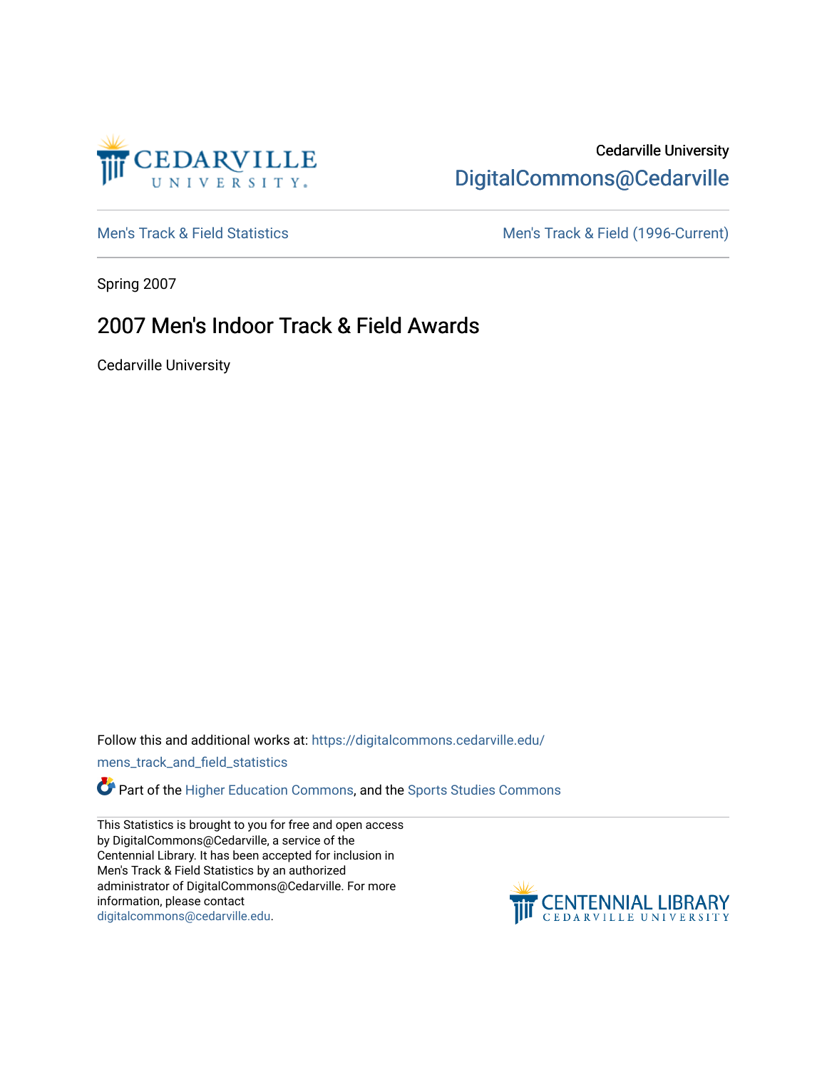Cedarville University
DigitalCommons@Cedarville

Men's Track & Field Statistics

Men's Track & Field (1996-Current)

Spring 2007

# 2007 Men's Indoor Track & Field Awards

Cedarville University

Follow this and additional works at: https://digitalcommons.cedarville.edu/mens_track_and_field_statistics

Part of the Higher Education Commons, and the Sports Studies Commons

This Statistics is brought to you for free and open access by DigitalCommons@Cedarville, a service of the Centennial Library. It has been accepted for inclusion in Men's Track & Field Statistics by an authorized administrator of DigitalCommons@Cedarville. For more information, please contact digitalcommons@cedarville.edu.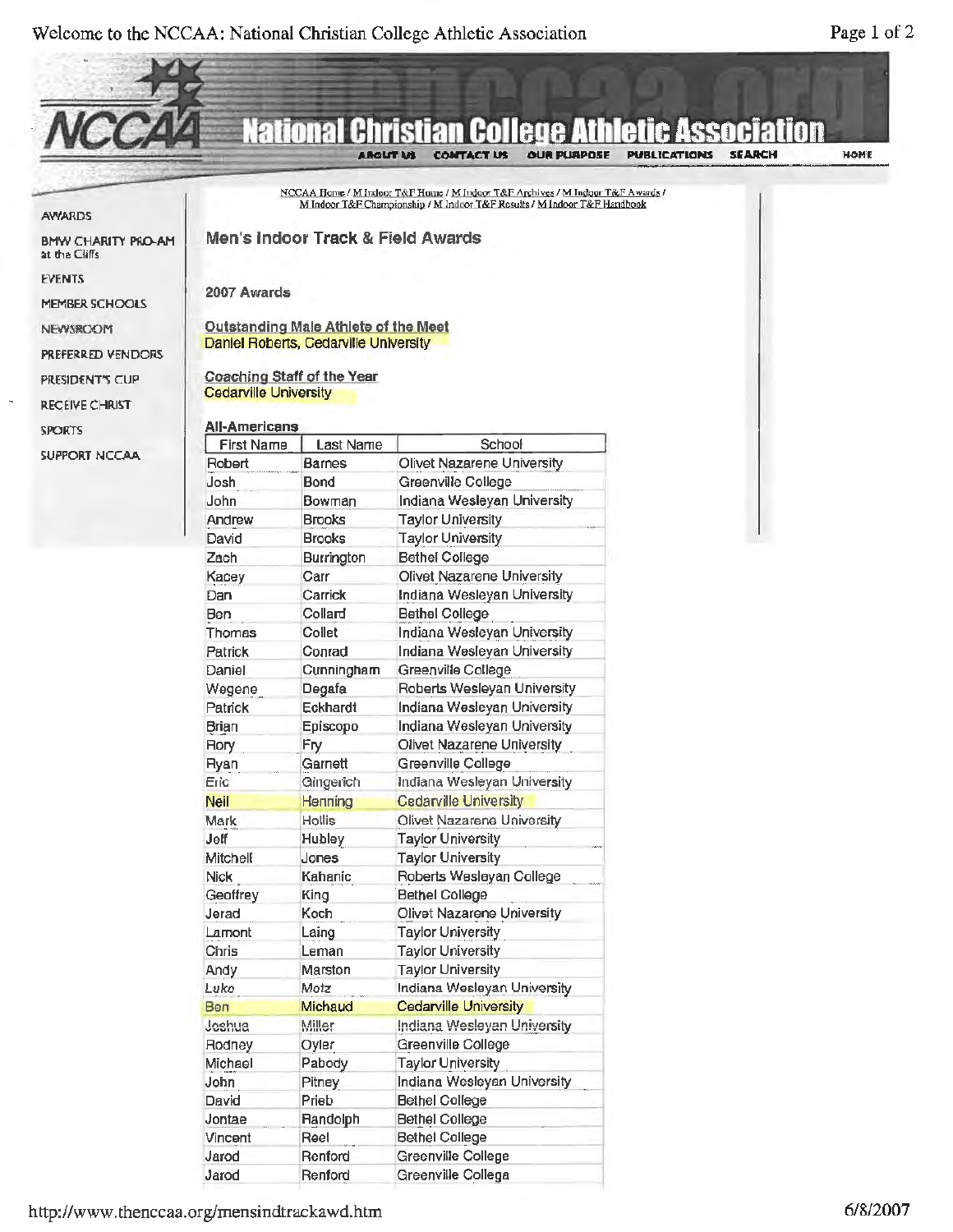NCCAA Home / M Indoor T&F Home / M Indoor T&F Archives / M Indoor T&F Awards / M Indoor T&F Championship / M Indoor T&F Results / M Indoor T&F Handbook

AWARDS

BMW CHARITY PRO-AM at the Cliffs

EVENTS

MEMBER SCHOOLS

NEWSROOM

PREFERRED VENDORS

PRESIDENT'S CUP

RECEIVE CHRIST

SPORTS

SUPPORT NCCAA

## Men's Indoor Track & Field Awards

### 2007 Awards

**Outstanding Male Athlete of the Meet**
Daniel Roberts, Cedarville University

**Coaching Staff of the Year**
Cedarville University

**All-Americans**

| First Name | Last Name | School |
|---|---|---|
| Robert | Barnes | Olivet Nazarene University |
| Josh | Bond | Greenville College |
| John | Bowman | Indiana Wesleyan University |
| Andrew | Brooks | Taylor University |
| David | Brooks | Taylor University |
| Zach | Burrington | Bethel College |
| Kacey | Carr | Olivet Nazarene University |
| Dan | Carrick | Indiana Wesleyan University |
| Ben | Collard | Bethel College |
| Thomas | Collet | Indiana Wesleyan University |
| Patrick | Conrad | Indiana Wesleyan University |
| Daniel | Cunningham | Greenville College |
| Wegene | Degafa | Roberts Wesleyan University |
| Patrick | Eckhardt | Indiana Wesleyan University |
| Brian | Episcopo | Indiana Wesleyan University |
| Rory | Fry | Olivet Nazarene University |
| Ryan | Garnett | Greenville College |
| Eric | Gingerich | Indiana Wesleyan University |
| Neil | Henning | Cedarville University |
| Mark | Hollis | Olivet Nazarene University |
| Jeff | Hubley | Taylor University |
| Mitchell | Jones | Taylor University |
| Nick | Kahanic | Roberts Wesleyan College |
| Geoffrey | King | Bethel College |
| Jerad | Koch | Olivet Nazarene University |
| Lamont | Laing | Taylor University |
| Chris | Leman | Taylor University |
| Andy | Marston | Taylor University |
| Luke | Metz | Indiana Wesleyan University |
| Ben | Michaud | Cedarville University |
| Joshua | Miller | Indiana Wesleyan University |
| Rodney | Oyler | Greenville College |
| Michael | Pabody | Taylor University |
| John | Pitney | Indiana Wesleyan University |
| David | Prieb | Bethel College |
| Jontae | Randolph | Bethel College |
| Vincent | Reel | Bethel College |
| Jarod | Renford | Greenville College |
| Jarod | Renford | Greenville College |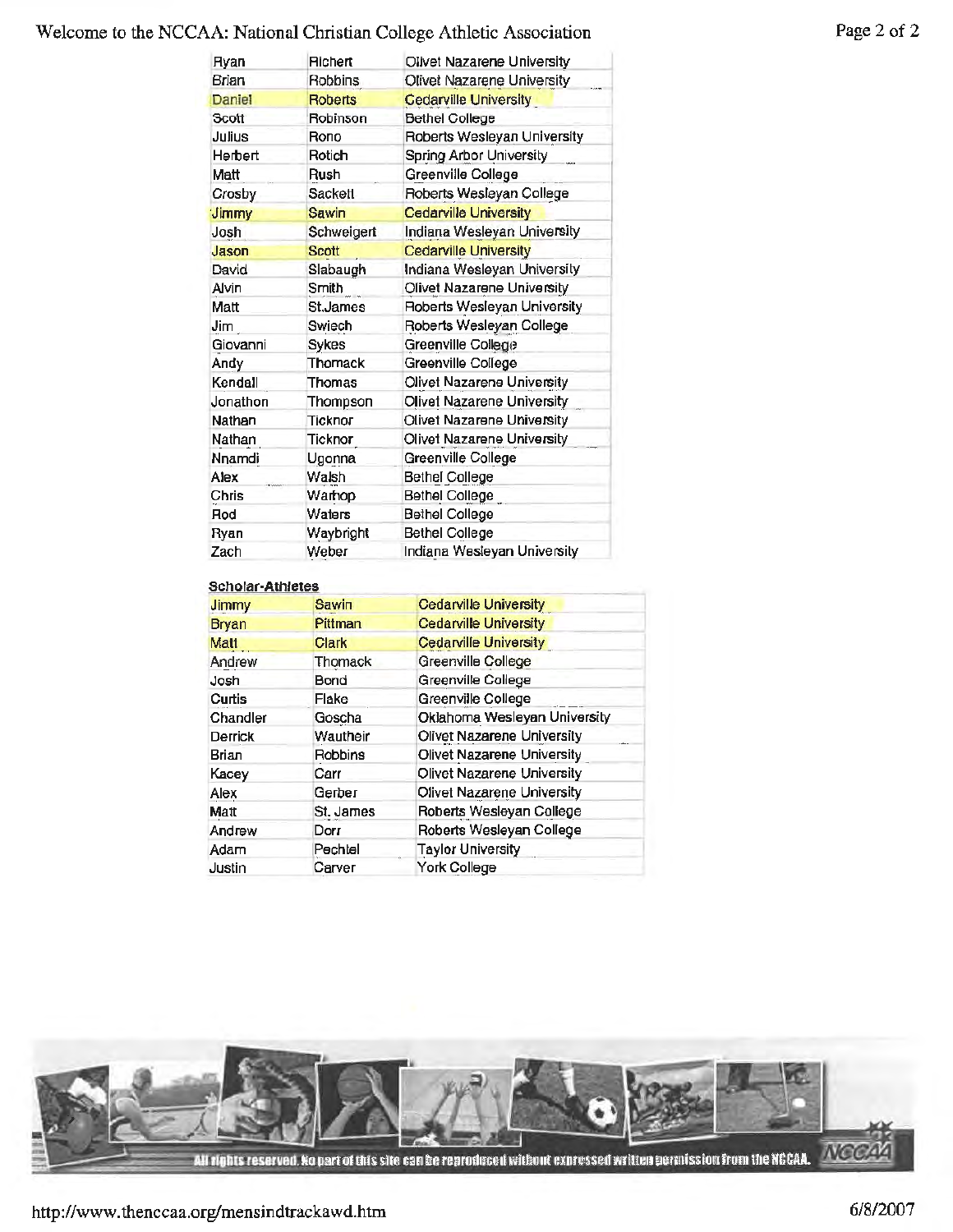| | | |
|---|---|---|
| Ryan | Richert | Olivet Nazarene University |
| Brian | Robbins | Olivet Nazarene University |
| Daniel | Roberts | Cedarville University |
| Scott | Robinson | Bethel College |
| Julius | Rono | Roberts Wesleyan University |
| Herbert | Rotich | Spring Arbor University |
| Matt | Rush | Greenville College |
| Crosby | Sackett | Roberts Wesleyan College |
| Jimmy | Sawin | Cedarville University |
| Josh | Schweigert | Indiana Wesleyan University |
| Jason | Scott | Cedarville University |
| David | Slabaugh | Indiana Wesleyan University |
| Alvin | Smith | Olivet Nazarene University |
| Matt | St.James | Roberts Wesleyan University |
| Jim | Swiech | Roberts Wesleyan College |
| Giovanni | Sykes | Greenville College |
| Andy | Thomack | Greenville College |
| Kendall | Thomas | Olivet Nazarene University |
| Jonathon | Thompson | Olivet Nazarene University |
| Nathan | Ticknor | Olivet Nazarene University |
| Nathan | Ticknor | Olivet Nazarene University |
| Nnamdi | Ugonna | Greenville College |
| Alex | Walsh | Bethel College |
| Chris | Warhop | Bethel College |
| Rod | Waters | Bethel College |
| Ryan | Waybright | Bethel College |
| Zach | Weber | Indiana Wesleyan University |

**Scholar-Athletes**

| | | |
|---|---|---|
| Jimmy | Sawin | Cedarville University |
| Bryan | Pittman | Cedarville University |
| Matt | Clark | Cedarville University |
| Andrew | Thomack | Greenville College |
| Josh | Bond | Greenville College |
| Curtis | Flake | Greenville College |
| Chandler | Goscha | Oklahoma Wesleyan University |
| Derrick | Wautheir | Olivet Nazarene University |
| Brian | Robbins | Olivet Nazarene University |
| Kacey | Carr | Olivet Nazarene University |
| Alex | Gerber | Olivet Nazarene University |
| Matt | St. James | Roberts Wesleyan College |
| Andrew | Dorr | Roberts Wesleyan College |
| Adam | Pechtel | Taylor University |
| Justin | Carver | York College |

All rights reserved. No part of this site can be reproduced without expressed written permission from the NCCAA.